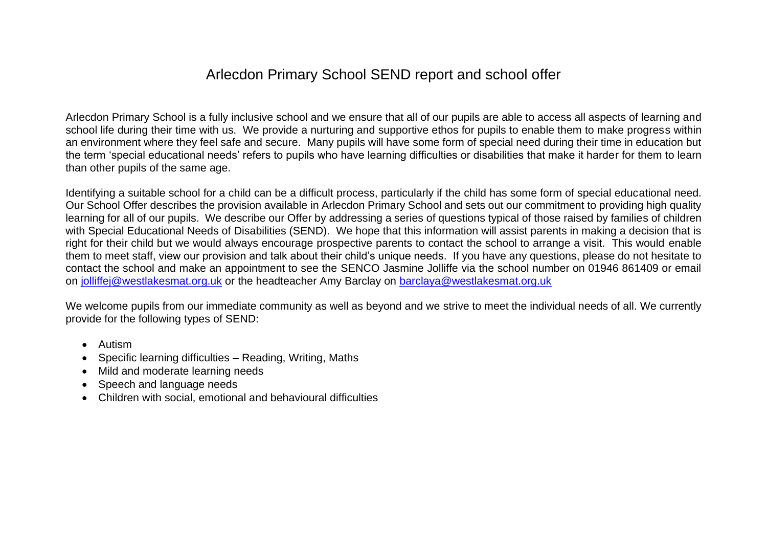# Arlecdon Primary School SEND report and school offer

Arlecdon Primary School is a fully inclusive school and we ensure that all of our pupils are able to access all aspects of learning and school life during their time with us. We provide a nurturing and supportive ethos for pupils to enable them to make progress within an environment where they feel safe and secure. Many pupils will have some form of special need during their time in education but the term 'special educational needs' refers to pupils who have learning difficulties or disabilities that make it harder for them to learn than other pupils of the same age.

Identifying a suitable school for a child can be a difficult process, particularly if the child has some form of special educational need. Our School Offer describes the provision available in Arlecdon Primary School and sets out our commitment to providing high quality learning for all of our pupils. We describe our Offer by addressing a series of questions typical of those raised by families of children with Special Educational Needs of Disabilities (SEND). We hope that this information will assist parents in making a decision that is right for their child but we would always encourage prospective parents to contact the school to arrange a visit. This would enable them to meet staff, view our provision and talk about their child's unique needs. If you have any questions, please do not hesitate to contact the school and make an appointment to see the SENCO Jasmine Jolliffe via the school number on 01946 861409 or email on [jolliffej@westlakesmat.org.uk](mailto:jolliffej@westlakesmat.org.uk) or the headteacher Amy Barclay on [barclaya@westlakesmat.org.uk](mailto:barclaya@westlakesmat.org.uk)

We welcome pupils from our immediate community as well as beyond and we strive to meet the individual needs of all. We currently provide for the following types of SEND:

- Autism
- Specific learning difficulties – Reading, Writing, Maths
- Mild and moderate learning needs
- Speech and language needs
- Children with social, emotional and behavioural difficulties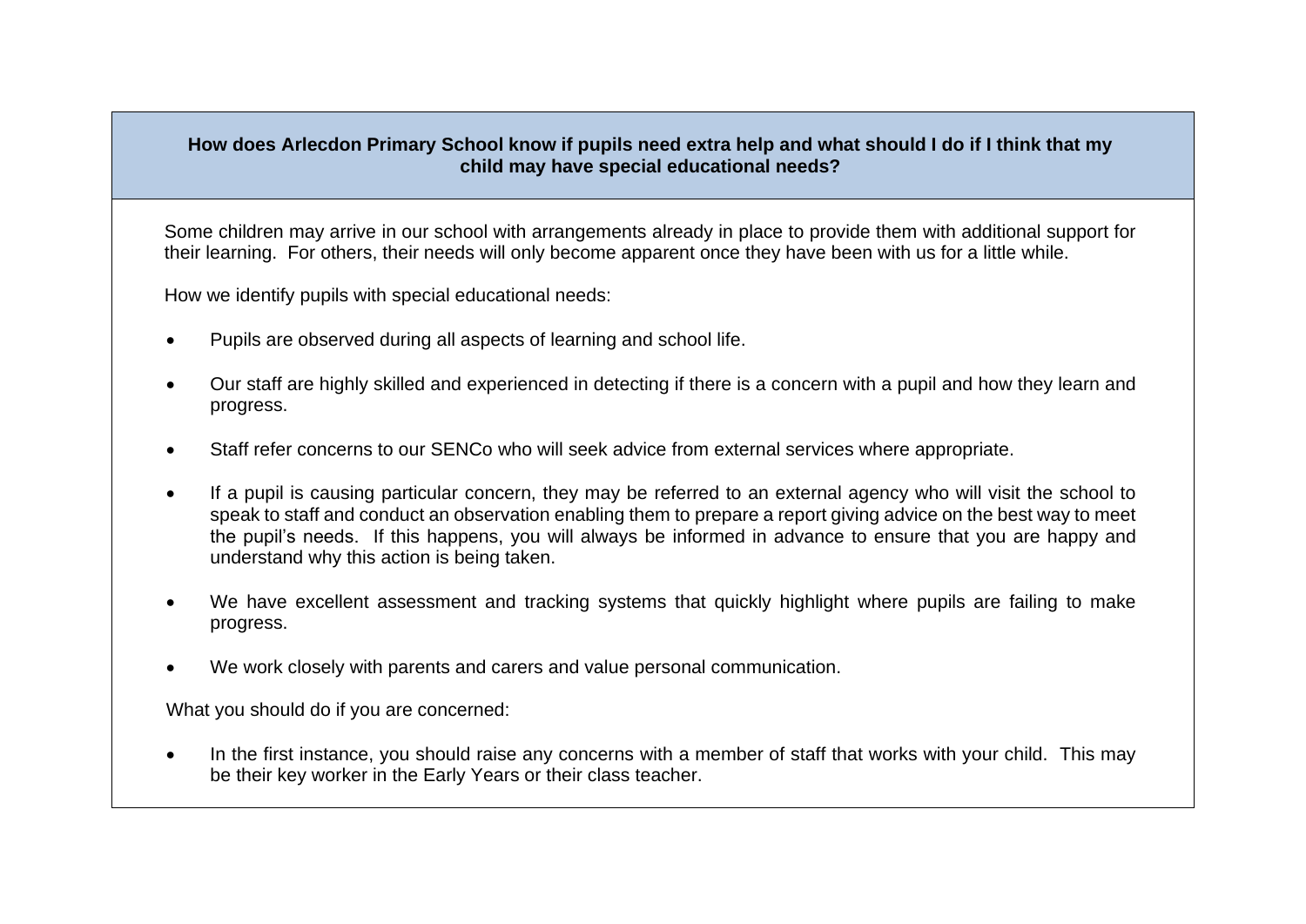**How does Arlecdon Primary School know if pupils need extra help and what should I do if I think that my child may have special educational needs?**

Some children may arrive in our school with arrangements already in place to provide them with additional support for their learning. For others, their needs will only become apparent once they have been with us for a little while.

How we identify pupils with special educational needs:

- Pupils are observed during all aspects of learning and school life.
- Our staff are highly skilled and experienced in detecting if there is a concern with a pupil and how they learn and progress.
- Staff refer concerns to our SENCo who will seek advice from external services where appropriate.
- If a pupil is causing particular concern, they may be referred to an external agency who will visit the school to speak to staff and conduct an observation enabling them to prepare a report giving advice on the best way to meet the pupil's needs. If this happens, you will always be informed in advance to ensure that you are happy and understand why this action is being taken.
- We have excellent assessment and tracking systems that quickly highlight where pupils are failing to make progress.
- We work closely with parents and carers and value personal communication.

What you should do if you are concerned:

- In the first instance, you should raise any concerns with a member of staff that works with your child. This may be their key worker in the Early Years or their class teacher.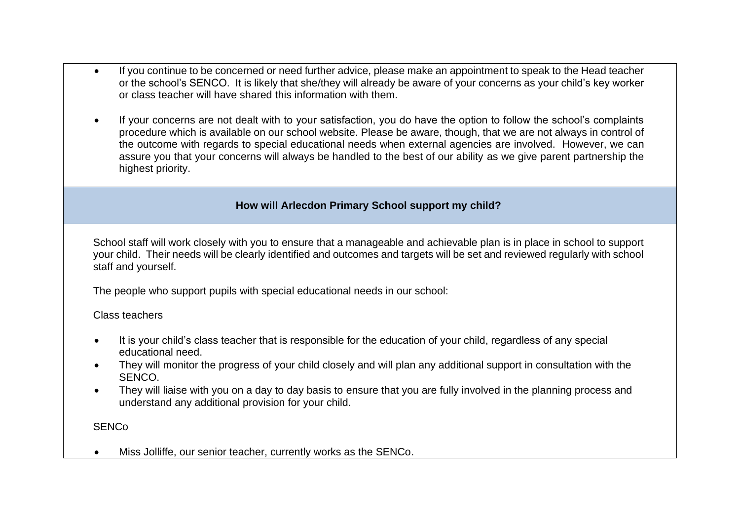- If you continue to be concerned or need further advice, please make an appointment to speak to the Head teacher or the school's SENCO. It is likely that she/they will already be aware of your concerns as your child's key worker or class teacher will have shared this information with them.

- If your concerns are not dealt with to your satisfaction, you do have the option to follow the school's complaints procedure which is available on our school website. Please be aware, though, that we are not always in control of the outcome with regards to special educational needs when external agencies are involved. However, we can assure you that your concerns will always be handled to the best of our ability as we give parent partnership the highest priority.

## How will Arlecdon Primary School support my child?

School staff will work closely with you to ensure that a manageable and achievable plan is in place in school to support your child. Their needs will be clearly identified and outcomes and targets will be set and reviewed regularly with school staff and yourself.

The people who support pupils with special educational needs in our school:

Class teachers

- It is your child's class teacher that is responsible for the education of your child, regardless of any special educational need.
- They will monitor the progress of your child closely and will plan any additional support in consultation with the SENCO.
- They will liaise with you on a day to day basis to ensure that you are fully involved in the planning process and understand any additional provision for your child.

SENCo

- Miss Jolliffe, our senior teacher, currently works as the SENCo.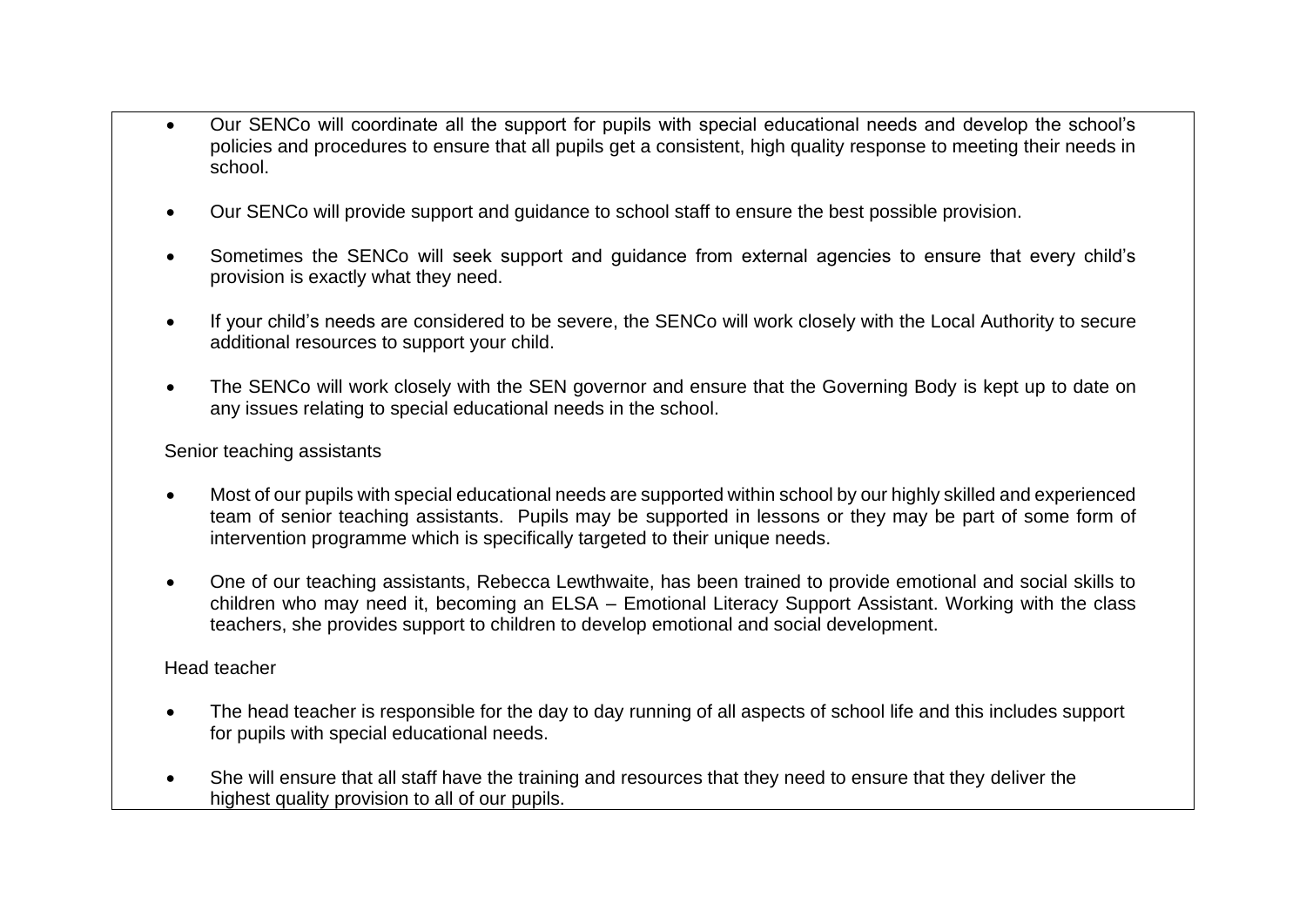- Our SENCo will coordinate all the support for pupils with special educational needs and develop the school's policies and procedures to ensure that all pupils get a consistent, high quality response to meeting their needs in school.

- Our SENCo will provide support and guidance to school staff to ensure the best possible provision.

- Sometimes the SENCo will seek support and guidance from external agencies to ensure that every child's provision is exactly what they need.

- If your child's needs are considered to be severe, the SENCo will work closely with the Local Authority to secure additional resources to support your child.

- The SENCo will work closely with the SEN governor and ensure that the Governing Body is kept up to date on any issues relating to special educational needs in the school.

Senior teaching assistants

- Most of our pupils with special educational needs are supported within school by our highly skilled and experienced team of senior teaching assistants. Pupils may be supported in lessons or they may be part of some form of intervention programme which is specifically targeted to their unique needs.

- One of our teaching assistants, Rebecca Lewthwaite, has been trained to provide emotional and social skills to children who may need it, becoming an ELSA – Emotional Literacy Support Assistant. Working with the class teachers, she provides support to children to develop emotional and social development.

Head teacher

- The head teacher is responsible for the day to day running of all aspects of school life and this includes support for pupils with special educational needs.

- She will ensure that all staff have the training and resources that they need to ensure that they deliver the highest quality provision to all of our pupils.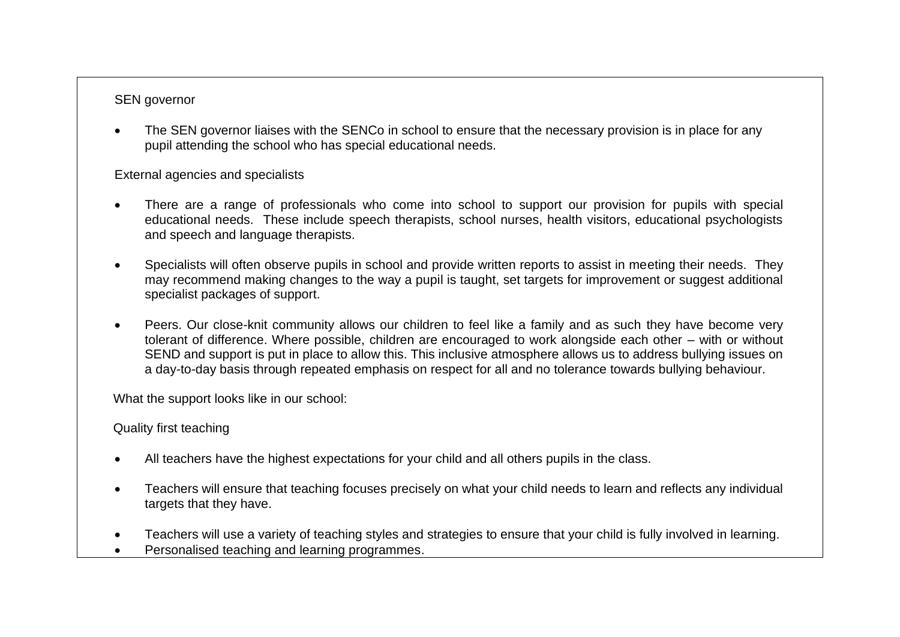SEN governor

- The SEN governor liaises with the SENCo in school to ensure that the necessary provision is in place for any pupil attending the school who has special educational needs.

External agencies and specialists

- There are a range of professionals who come into school to support our provision for pupils with special educational needs. These include speech therapists, school nurses, health visitors, educational psychologists and speech and language therapists.

- Specialists will often observe pupils in school and provide written reports to assist in meeting their needs. They may recommend making changes to the way a pupil is taught, set targets for improvement or suggest additional specialist packages of support.

- Peers. Our close-knit community allows our children to feel like a family and as such they have become very tolerant of difference. Where possible, children are encouraged to work alongside each other – with or without SEND and support is put in place to allow this. This inclusive atmosphere allows us to address bullying issues on a day-to-day basis through repeated emphasis on respect for all and no tolerance towards bullying behaviour.

What the support looks like in our school:

Quality first teaching

- All teachers have the highest expectations for your child and all others pupils in the class.

- Teachers will ensure that teaching focuses precisely on what your child needs to learn and reflects any individual targets that they have.

- Teachers will use a variety of teaching styles and strategies to ensure that your child is fully involved in learning.
- Personalised teaching and learning programmes.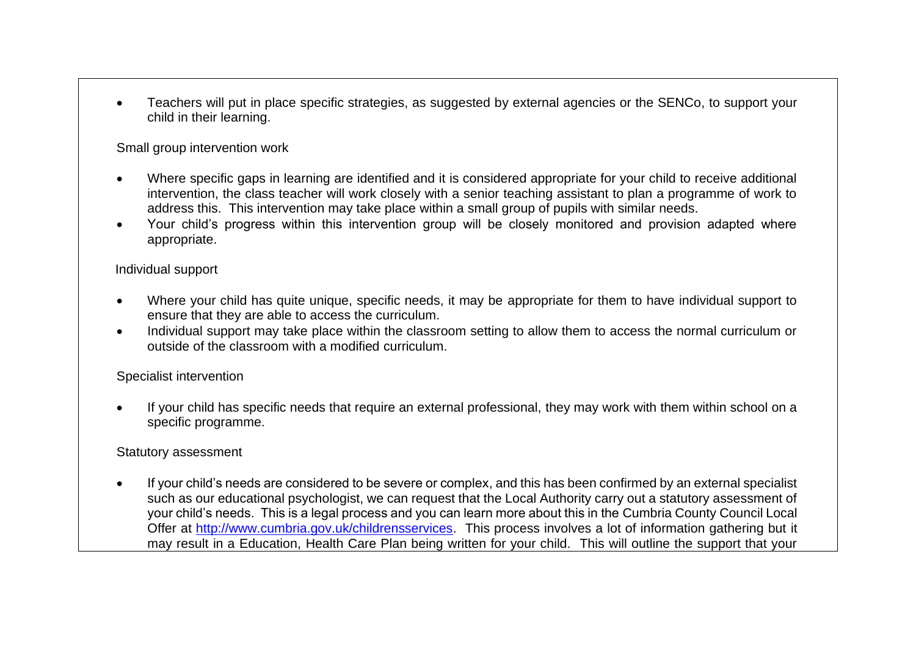- Teachers will put in place specific strategies, as suggested by external agencies or the SENCo, to support your child in their learning.

Small group intervention work

- Where specific gaps in learning are identified and it is considered appropriate for your child to receive additional intervention, the class teacher will work closely with a senior teaching assistant to plan a programme of work to address this. This intervention may take place within a small group of pupils with similar needs.
- Your child's progress within this intervention group will be closely monitored and provision adapted where appropriate.

Individual support

- Where your child has quite unique, specific needs, it may be appropriate for them to have individual support to ensure that they are able to access the curriculum.
- Individual support may take place within the classroom setting to allow them to access the normal curriculum or outside of the classroom with a modified curriculum.

Specialist intervention

- If your child has specific needs that require an external professional, they may work with them within school on a specific programme.

Statutory assessment

- If your child's needs are considered to be severe or complex, and this has been confirmed by an external specialist such as our educational psychologist, we can request that the Local Authority carry out a statutory assessment of your child's needs. This is a legal process and you can learn more about this in the Cumbria County Council Local Offer at [http://www.cumbria.gov.uk/childrensservices](http://www.cumbria.gov.uk/childrensservices). This process involves a lot of information gathering but it may result in a Education, Health Care Plan being written for your child. This will outline the support that your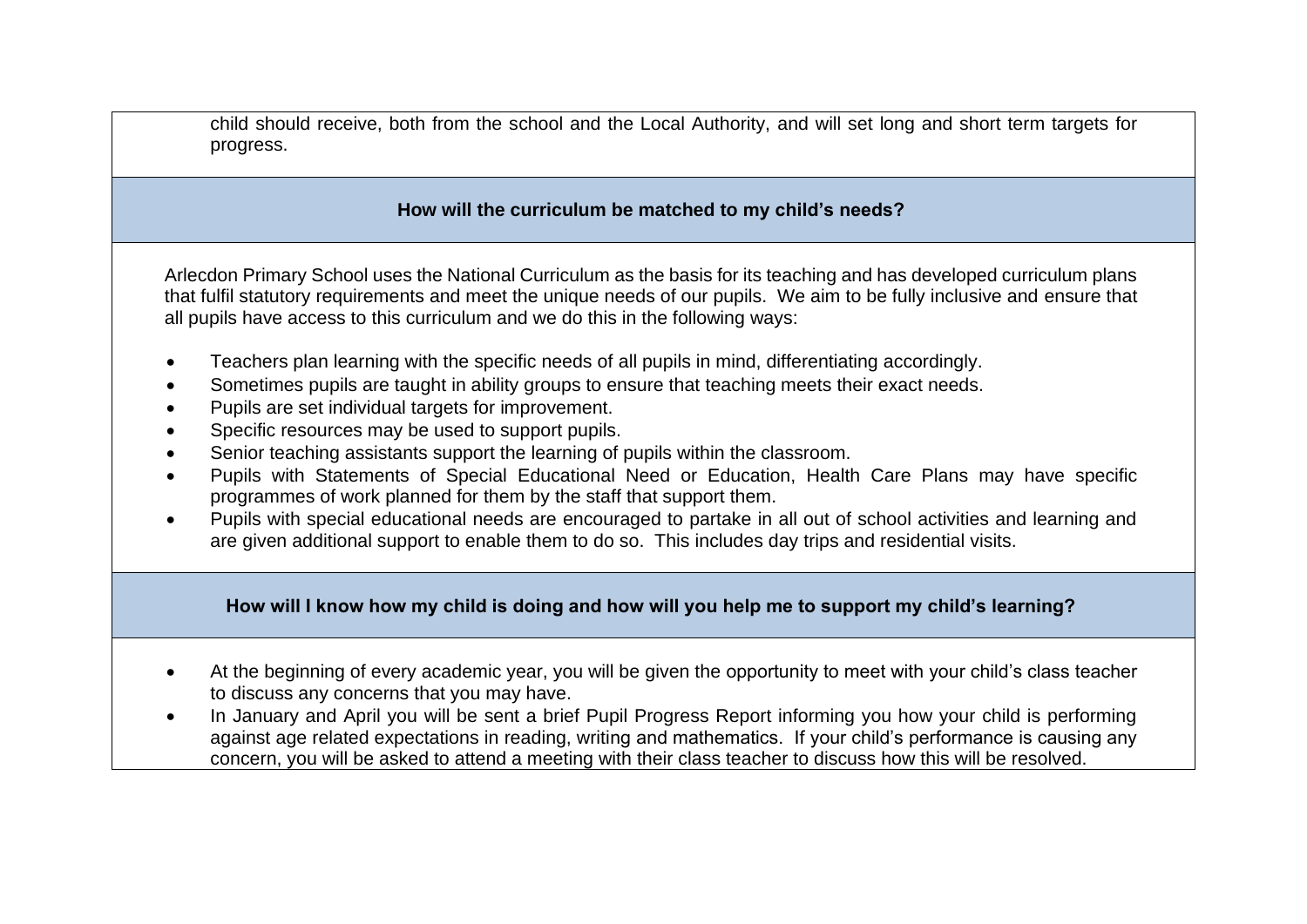child should receive, both from the school and the Local Authority, and will set long and short term targets for progress.

## How will the curriculum be matched to my child's needs?

Arlecdon Primary School uses the National Curriculum as the basis for its teaching and has developed curriculum plans that fulfil statutory requirements and meet the unique needs of our pupils. We aim to be fully inclusive and ensure that all pupils have access to this curriculum and we do this in the following ways:

- Teachers plan learning with the specific needs of all pupils in mind, differentiating accordingly.
- Sometimes pupils are taught in ability groups to ensure that teaching meets their exact needs.
- Pupils are set individual targets for improvement.
- Specific resources may be used to support pupils.
- Senior teaching assistants support the learning of pupils within the classroom.
- Pupils with Statements of Special Educational Need or Education, Health Care Plans may have specific programmes of work planned for them by the staff that support them.
- Pupils with special educational needs are encouraged to partake in all out of school activities and learning and are given additional support to enable them to do so. This includes day trips and residential visits.

## How will I know how my child is doing and how will you help me to support my child's learning?

- At the beginning of every academic year, you will be given the opportunity to meet with your child's class teacher to discuss any concerns that you may have.
- In January and April you will be sent a brief Pupil Progress Report informing you how your child is performing against age related expectations in reading, writing and mathematics. If your child's performance is causing any concern, you will be asked to attend a meeting with their class teacher to discuss how this will be resolved.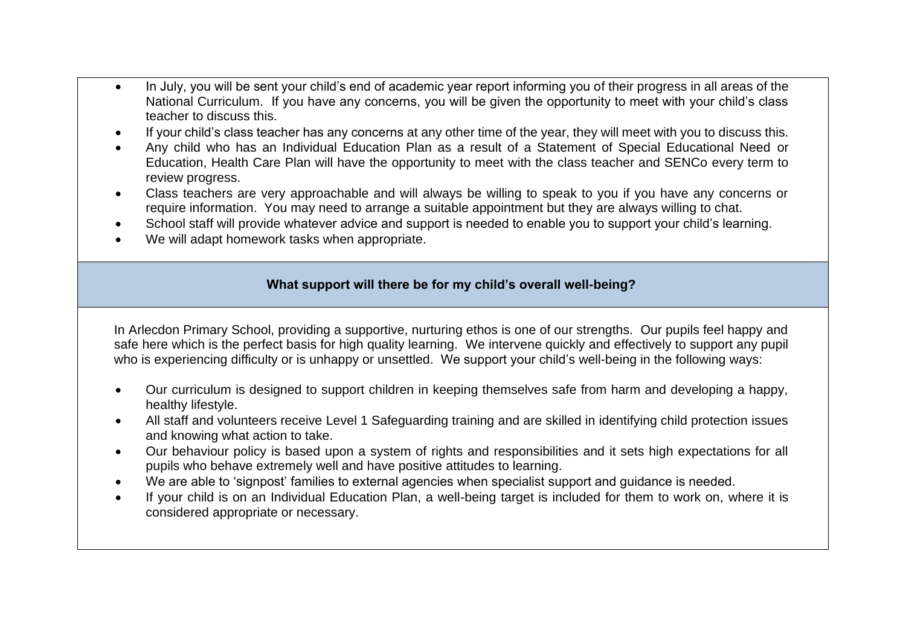- In July, you will be sent your child's end of academic year report informing you of their progress in all areas of the National Curriculum. If you have any concerns, you will be given the opportunity to meet with your child's class teacher to discuss this.
- If your child's class teacher has any concerns at any other time of the year, they will meet with you to discuss this.
- Any child who has an Individual Education Plan as a result of a Statement of Special Educational Need or Education, Health Care Plan will have the opportunity to meet with the class teacher and SENCo every term to review progress.
- Class teachers are very approachable and will always be willing to speak to you if you have any concerns or require information. You may need to arrange a suitable appointment but they are always willing to chat.
- School staff will provide whatever advice and support is needed to enable you to support your child's learning.
- We will adapt homework tasks when appropriate.

## What support will there be for my child's overall well-being?

In Arlecdon Primary School, providing a supportive, nurturing ethos is one of our strengths. Our pupils feel happy and safe here which is the perfect basis for high quality learning. We intervene quickly and effectively to support any pupil who is experiencing difficulty or is unhappy or unsettled. We support your child's well-being in the following ways:

- Our curriculum is designed to support children in keeping themselves safe from harm and developing a happy, healthy lifestyle.
- All staff and volunteers receive Level 1 Safeguarding training and are skilled in identifying child protection issues and knowing what action to take.
- Our behaviour policy is based upon a system of rights and responsibilities and it sets high expectations for all pupils who behave extremely well and have positive attitudes to learning.
- We are able to 'signpost' families to external agencies when specialist support and guidance is needed.
- If your child is on an Individual Education Plan, a well-being target is included for them to work on, where it is considered appropriate or necessary.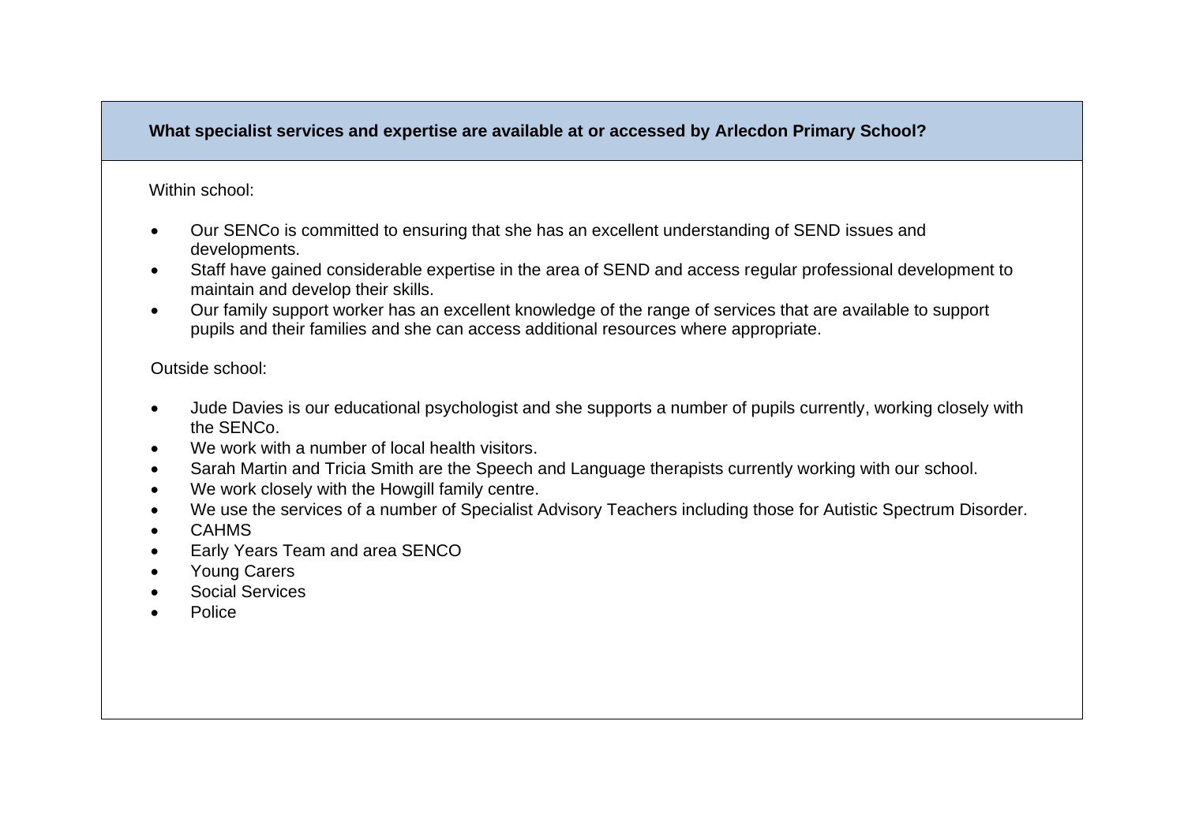**What specialist services and expertise are available at or accessed by Arlecdon Primary School?**

Within school:

- Our SENCo is committed to ensuring that she has an excellent understanding of SEND issues and developments.
- Staff have gained considerable expertise in the area of SEND and access regular professional development to maintain and develop their skills.
- Our family support worker has an excellent knowledge of the range of services that are available to support pupils and their families and she can access additional resources where appropriate.

Outside school:

- Jude Davies is our educational psychologist and she supports a number of pupils currently, working closely with the SENCo.
- We work with a number of local health visitors.
- Sarah Martin and Tricia Smith are the Speech and Language therapists currently working with our school.
- We work closely with the Howgill family centre.
- We use the services of a number of Specialist Advisory Teachers including those for Autistic Spectrum Disorder.
- CAHMS
- Early Years Team and area SENCO
- Young Carers
- Social Services
- Police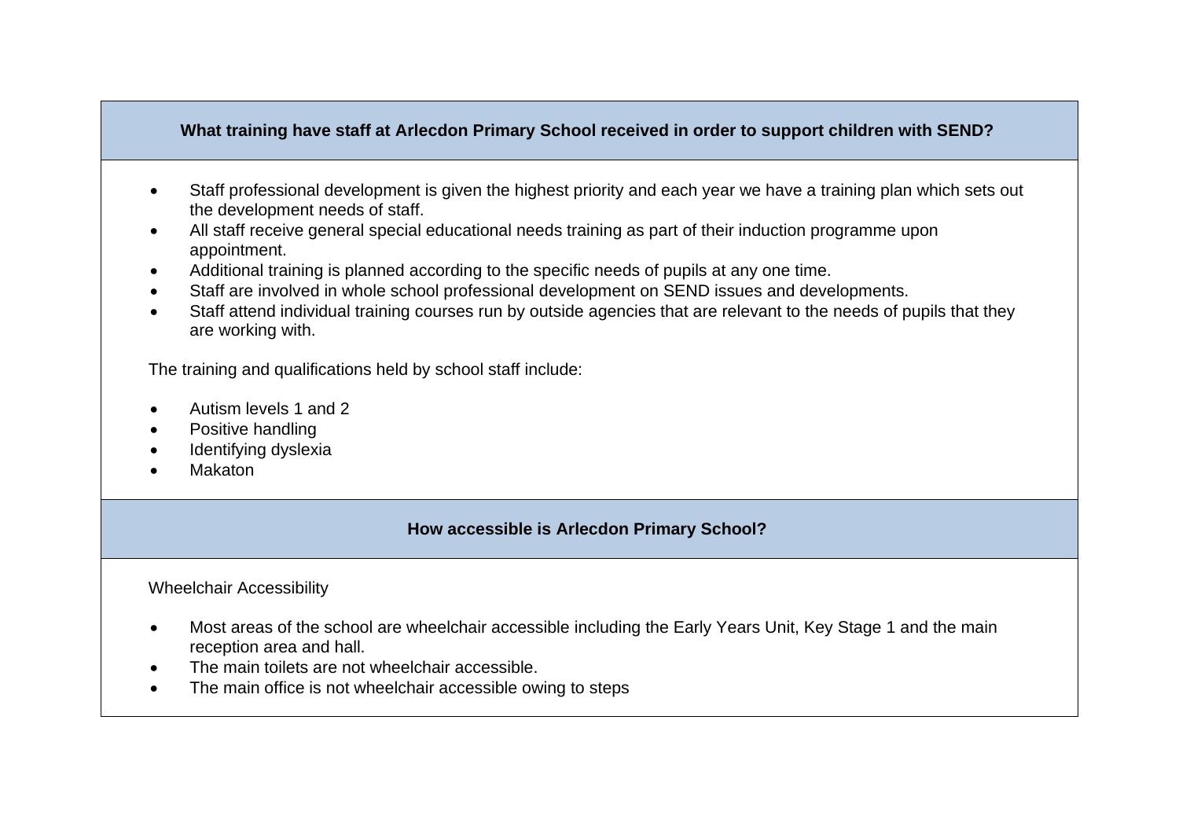## What training have staff at Arlecdon Primary School received in order to support children with SEND?

- Staff professional development is given the highest priority and each year we have a training plan which sets out the development needs of staff.
- All staff receive general special educational needs training as part of their induction programme upon appointment.
- Additional training is planned according to the specific needs of pupils at any one time.
- Staff are involved in whole school professional development on SEND issues and developments.
- Staff attend individual training courses run by outside agencies that are relevant to the needs of pupils that they are working with.

The training and qualifications held by school staff include:

- Autism levels 1 and 2
- Positive handling
- Identifying dyslexia
- Makaton

## How accessible is Arlecdon Primary School?

Wheelchair Accessibility

- Most areas of the school are wheelchair accessible including the Early Years Unit, Key Stage 1 and the main reception area and hall.
- The main toilets are not wheelchair accessible.
- The main office is not wheelchair accessible owing to steps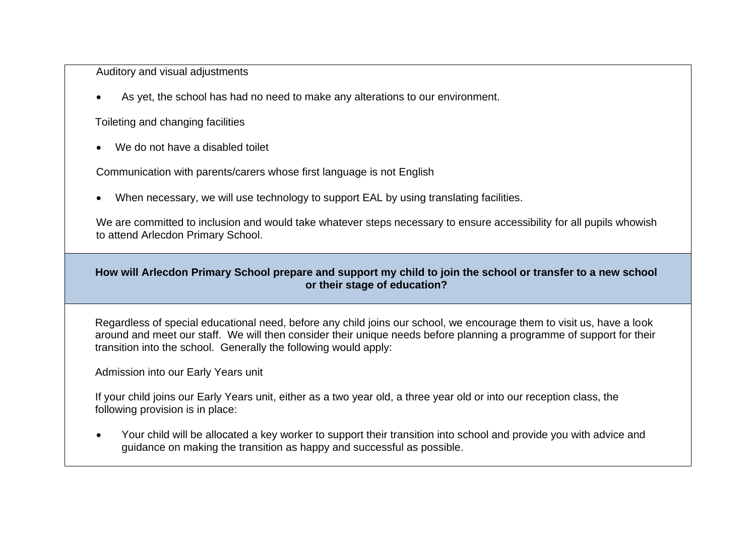Auditory and visual adjustments

- As yet, the school has had no need to make any alterations to our environment.

Toileting and changing facilities

- We do not have a disabled toilet

Communication with parents/carers whose first language is not English

- When necessary, we will use technology to support EAL by using translating facilities.

We are committed to inclusion and would take whatever steps necessary to ensure accessibility for all pupils whowish to attend Arlecdon Primary School.

## How will Arlecdon Primary School prepare and support my child to join the school or transfer to a new school or their stage of education?

Regardless of special educational need, before any child joins our school, we encourage them to visit us, have a look around and meet our staff. We will then consider their unique needs before planning a programme of support for their transition into the school. Generally the following would apply:

Admission into our Early Years unit

If your child joins our Early Years unit, either as a two year old, a three year old or into our reception class, the following provision is in place:

- Your child will be allocated a key worker to support their transition into school and provide you with advice and guidance on making the transition as happy and successful as possible.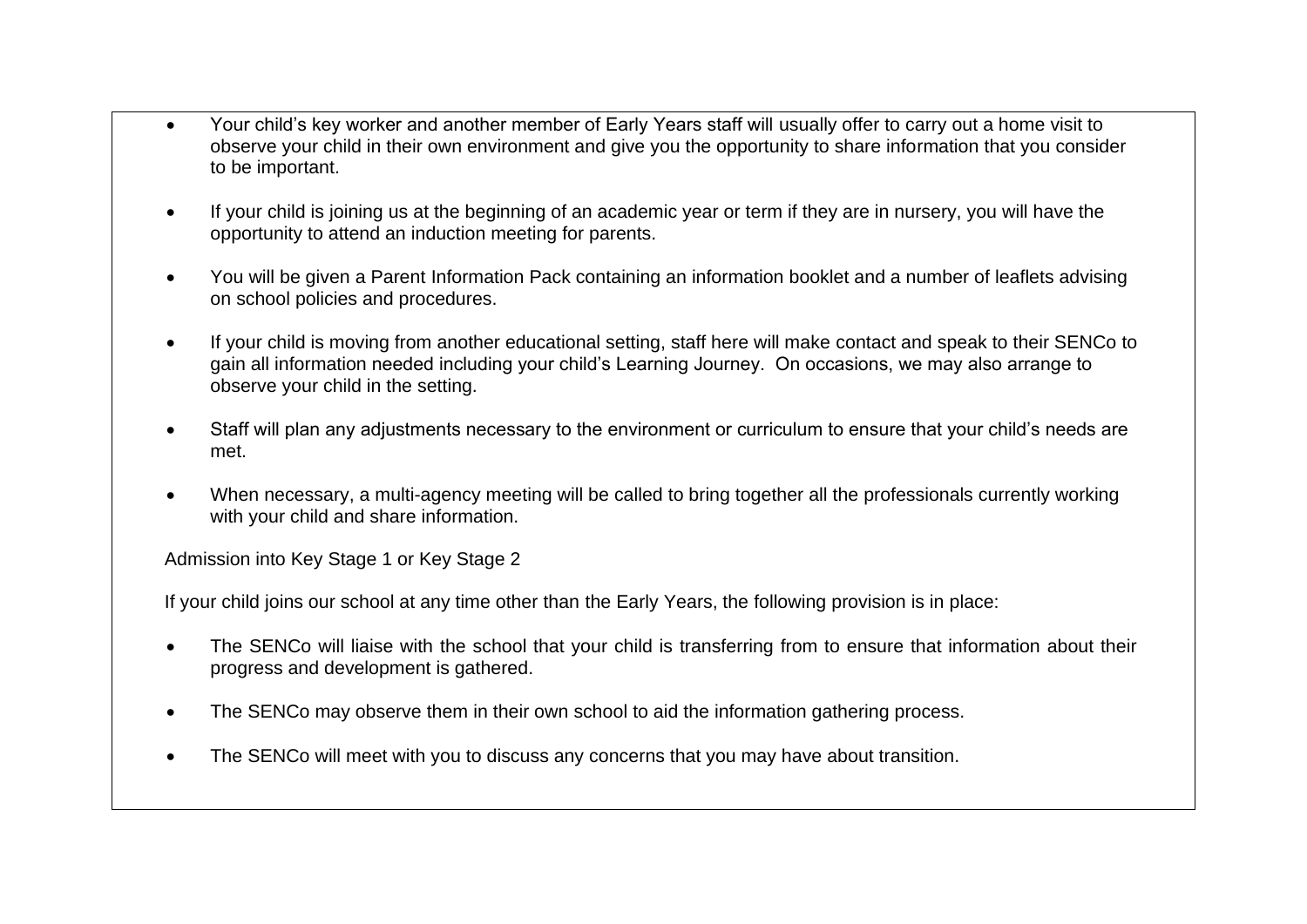- Your child's key worker and another member of Early Years staff will usually offer to carry out a home visit to observe your child in their own environment and give you the opportunity to share information that you consider to be important.

- If your child is joining us at the beginning of an academic year or term if they are in nursery, you will have the opportunity to attend an induction meeting for parents.

- You will be given a Parent Information Pack containing an information booklet and a number of leaflets advising on school policies and procedures.

- If your child is moving from another educational setting, staff here will make contact and speak to their SENCo to gain all information needed including your child's Learning Journey. On occasions, we may also arrange to observe your child in the setting.

- Staff will plan any adjustments necessary to the environment or curriculum to ensure that your child's needs are met.

- When necessary, a multi-agency meeting will be called to bring together all the professionals currently working with your child and share information.

Admission into Key Stage 1 or Key Stage 2

If your child joins our school at any time other than the Early Years, the following provision is in place:

- The SENCo will liaise with the school that your child is transferring from to ensure that information about their progress and development is gathered.

- The SENCo may observe them in their own school to aid the information gathering process.

- The SENCo will meet with you to discuss any concerns that you may have about transition.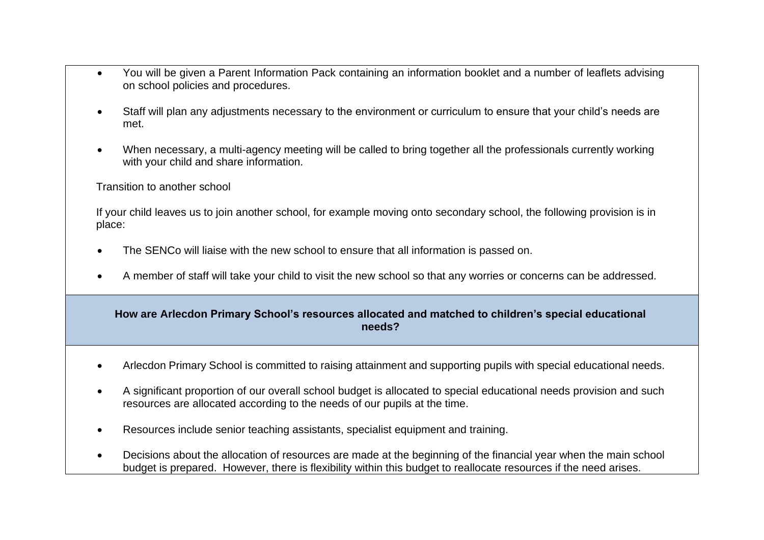- You will be given a Parent Information Pack containing an information booklet and a number of leaflets advising on school policies and procedures.
- Staff will plan any adjustments necessary to the environment or curriculum to ensure that your child's needs are met.
- When necessary, a multi-agency meeting will be called to bring together all the professionals currently working with your child and share information.

Transition to another school

If your child leaves us to join another school, for example moving onto secondary school, the following provision is in place:

- The SENCo will liaise with the new school to ensure that all information is passed on.
- A member of staff will take your child to visit the new school so that any worries or concerns can be addressed.

## How are Arlecdon Primary School's resources allocated and matched to children's special educational needs?

- Arlecdon Primary School is committed to raising attainment and supporting pupils with special educational needs.
- A significant proportion of our overall school budget is allocated to special educational needs provision and such resources are allocated according to the needs of our pupils at the time.
- Resources include senior teaching assistants, specialist equipment and training.
- Decisions about the allocation of resources are made at the beginning of the financial year when the main school budget is prepared. However, there is flexibility within this budget to reallocate resources if the need arises.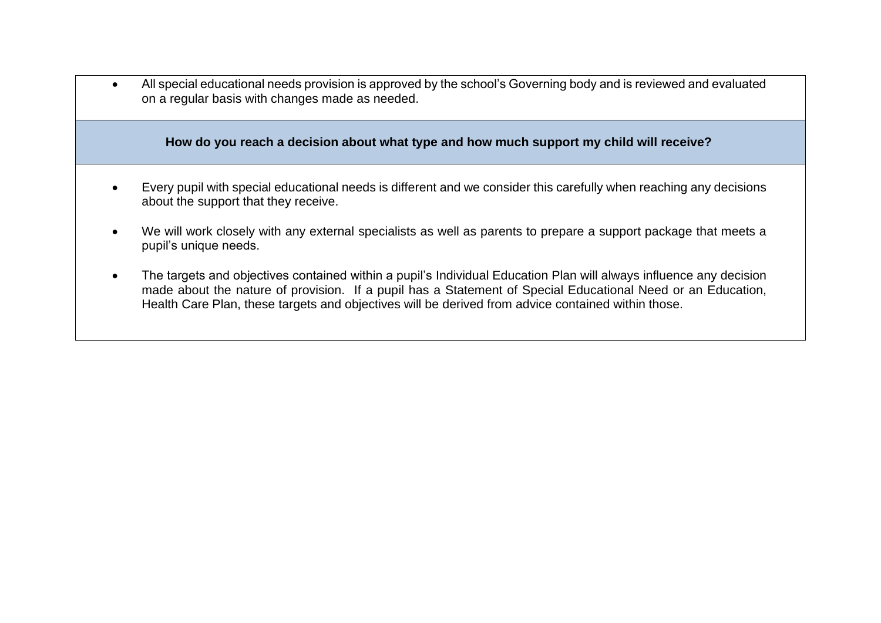- All special educational needs provision is approved by the school's Governing body and is reviewed and evaluated on a regular basis with changes made as needed.

### How do you reach a decision about what type and how much support my child will receive?

- Every pupil with special educational needs is different and we consider this carefully when reaching any decisions about the support that they receive.
- We will work closely with any external specialists as well as parents to prepare a support package that meets a pupil's unique needs.
- The targets and objectives contained within a pupil's Individual Education Plan will always influence any decision made about the nature of provision. If a pupil has a Statement of Special Educational Need or an Education, Health Care Plan, these targets and objectives will be derived from advice contained within those.